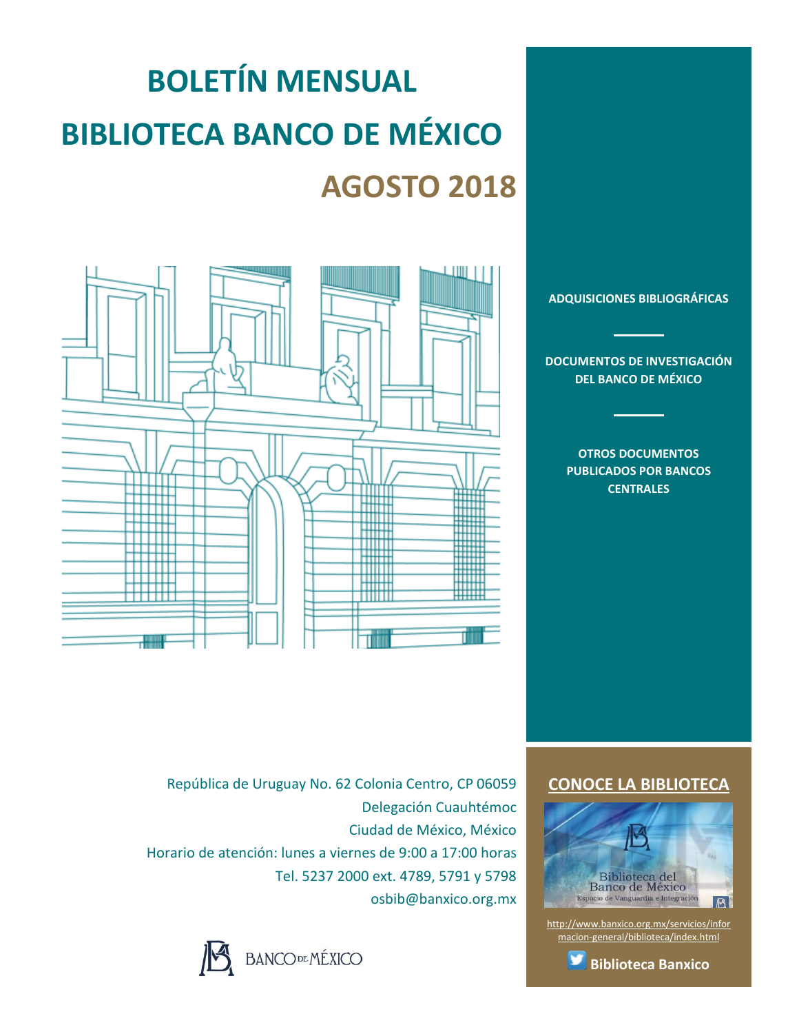# BOLETÍN MENSUAL

# BIBLIOTECA BANCO DE MÉXICO

## AGOSTO 2018

**ADQUISICIONES BIBLIOGRÁFICAS**

**DOCUMENTOS DE INVESTIGACIÓN DEL BANCO DE MÉXICO**

**OTROS DOCUMENTOS PUBLICADOS POR BANCOS CENTRALES**

República de Uruguay No. 62 Colonia Centro, CP 06059
Delegación Cuauhtémoc
Ciudad de México, México
Horario de atención: lunes a viernes de 9:00 a 17:00 horas
Tel. 5237 2000 ext. 4789, 5791 y 5798
osbib@banxico.org.mx

BANCO DE MÉXICO

**CONOCE LA BIBLIOTECA**

Biblioteca del Banco de México
Espacio de Vanguardia e Integración

http://www.banxico.org.mx/servicios/informacion-general/biblioteca/index.html

**Biblioteca Banxico**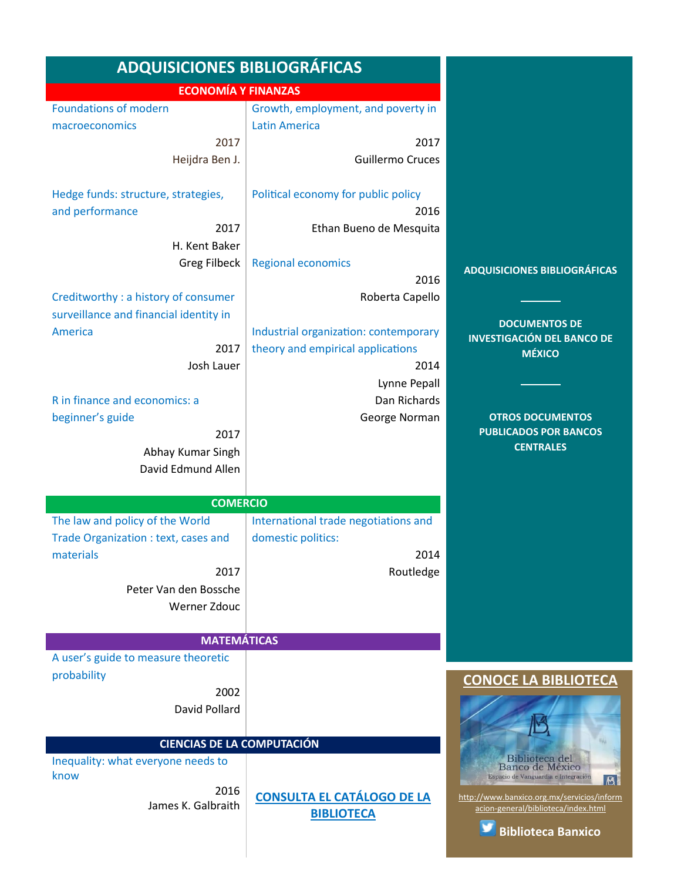# ADQUISICIONES BIBLIOGRÁFICAS

## ECONOMÍA Y FINANZAS

Foundations of modern macroeconomics
2017
Heijdra Ben J.

Hedge funds: structure, strategies, and performance
2017
H. Kent Baker
Greg Filbeck

Creditworthy : a history of consumer surveillance and financial identity in America
2017
Josh Lauer

R in finance and economics: a beginner's guide
2017
Abhay Kumar Singh
David Edmund Allen

Growth, employment, and poverty in Latin America
2017
Guillermo Cruces

Political economy for public policy
2016
Ethan Bueno de Mesquita

Regional economics
2016
Roberta Capello

Industrial organization: contemporary theory and empirical applications
2014
Lynne Pepall
Dan Richards
George Norman

## COMERCIO

The law and policy of the World Trade Organization : text, cases and materials
2017
Peter Van den Bossche
Werner Zdouc

International trade negotiations and domestic politics:
2014
Routledge

## MATEMÁTICAS

A user's guide to measure theoretic probability
2002
David Pollard

## CIENCIAS DE LA COMPUTACIÓN

Inequality: what everyone needs to know
2016
James K. Galbraith

**CONSULTA EL CATÁLOGO DE LA BIBLIOTECA**

---

**ADQUISICIONES BIBLIOGRÁFICAS**

**DOCUMENTOS DE INVESTIGACIÓN DEL BANCO DE MÉXICO**

**OTROS DOCUMENTOS PUBLICADOS POR BANCOS CENTRALES**

## CONOCE LA BIBLIOTECA

Biblioteca del Banco de México
Espacio de Vanguardia e Integración

http://www.banxico.org.mx/servicios/informacion-general/biblioteca/index.html

**Biblioteca Banxico**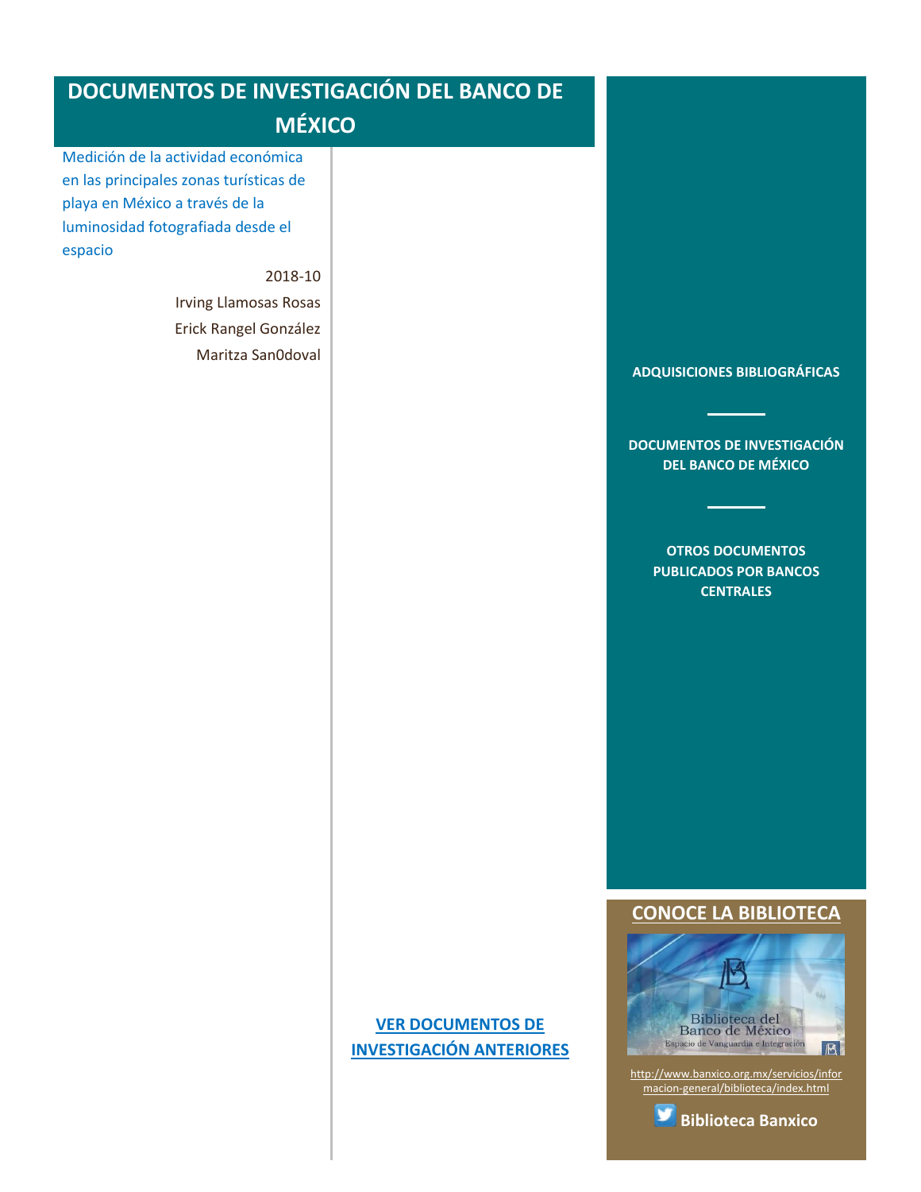# DOCUMENTOS DE INVESTIGACIÓN DEL BANCO DE MÉXICO

Medición de la actividad económica en las principales zonas turísticas de playa en México a través de la luminosidad fotografiada desde el espacio

2018-10

Irving Llamosas Rosas

Erick Rangel González

Maritza San0doval

**ADQUISICIONES BIBLIOGRÁFICAS**

**DOCUMENTOS DE INVESTIGACIÓN DEL BANCO DE MÉXICO**

**OTROS DOCUMENTOS PUBLICADOS POR BANCOS CENTRALES**

**VER DOCUMENTOS DE INVESTIGACIÓN ANTERIORES**

## CONOCE LA BIBLIOTECA

http://www.banxico.org.mx/servicios/informacion-general/biblioteca/index.html

**Biblioteca Banxico**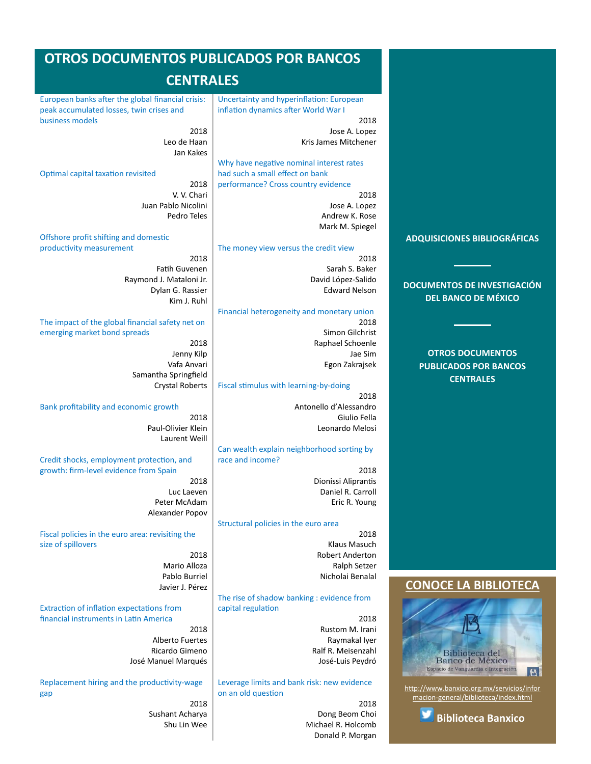# OTROS DOCUMENTOS PUBLICADOS POR BANCOS CENTRALES

European banks after the global financial crisis: peak accumulated losses, twin crises and business models
2018
Leo de Haan
Jan Kakes

Optimal capital taxation revisited
2018
V. V. Chari
Juan Pablo Nicolini
Pedro Teles

Offshore profit shifting and domestic productivity measurement
2018
Fatih Guvenen
Raymond J. Mataloni Jr.
Dylan G. Rassier
Kim J. Ruhl

The impact of the global financial safety net on emerging market bond spreads
2018
Jenny Kilp
Vafa Anvari
Samantha Springfield
Crystal Roberts

Bank profitability and economic growth
2018
Paul-Olivier Klein
Laurent Weill

Credit shocks, employment protection, and growth: firm-level evidence from Spain
2018
Luc Laeven
Peter McAdam
Alexander Popov

Fiscal policies in the euro area: revisiting the size of spillovers
2018
Mario Alloza
Pablo Burriel
Javier J. Pérez

Extraction of inflation expectations from financial instruments in Latin America
2018
Alberto Fuertes
Ricardo Gimeno
José Manuel Marqués

Replacement hiring and the productivity-wage gap
2018
Sushant Acharya
Shu Lin Wee

Uncertainty and hyperinflation: European inflation dynamics after World War I
2018
Jose A. Lopez
Kris James Mitchener

Why have negative nominal interest rates had such a small effect on bank performance? Cross country evidence
2018
Jose A. Lopez
Andrew K. Rose
Mark M. Spiegel

The money view versus the credit view
2018
Sarah S. Baker
David López-Salido
Edward Nelson

Financial heterogeneity and monetary union
2018
Simon Gilchrist
Raphael Schoenle
Jae Sim
Egon Zakrajsek

Fiscal stimulus with learning-by-doing
2018
Antonello d'Alessandro
Giulio Fella
Leonardo Melosi

Can wealth explain neighborhood sorting by race and income?
2018
Dionissi Aliprantis
Daniel R. Carroll
Eric R. Young

Structural policies in the euro area
2018
Klaus Masuch
Robert Anderton
Ralph Setzer
Nicholai Benalal

The rise of shadow banking : evidence from capital regulation
2018
Rustom M. Irani
Raymakal Iyer
Ralf R. Meisenzahl
José-Luis Peydró

Leverage limits and bank risk: new evidence on an old question
2018
Dong Beom Choi
Michael R. Holcomb
Donald P. Morgan

**ADQUISICIONES BIBLIOGRÁFICAS**

**DOCUMENTOS DE INVESTIGACIÓN DEL BANCO DE MÉXICO**

**OTROS DOCUMENTOS PUBLICADOS POR BANCOS CENTRALES**

## CONOCE LA BIBLIOTECA

Biblioteca del Banco de México
Espacio de Vanguardia e Integración

http://www.banxico.org.mx/servicios/informacion-general/biblioteca/index.html

**Biblioteca Banxico**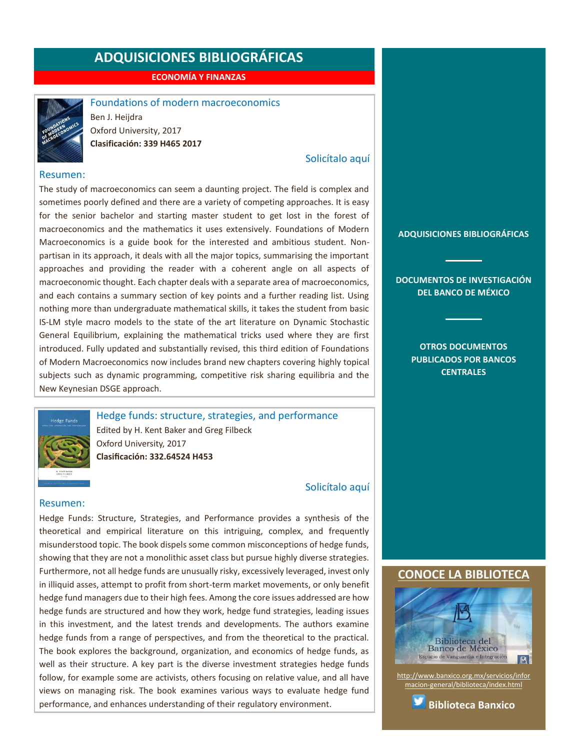# ADQUISICIONES BIBLIOGRÁFICAS

## ECONOMÍA Y FINANZAS

### Foundations of modern macroeconomics

Ben J. Heijdra
Oxford University, 2017
**Clasificación: 339 H465 2017**

Solicítalo aquí

#### Resumen:

The study of macroeconomics can seem a daunting project. The field is complex and sometimes poorly defined and there are a variety of competing approaches. It is easy for the senior bachelor and starting master student to get lost in the forest of macroeconomics and the mathematics it uses extensively. Foundations of Modern Macroeconomics is a guide book for the interested and ambitious student. Non-partisan in its approach, it deals with all the major topics, summarising the important approaches and providing the reader with a coherent angle on all aspects of macroeconomic thought. Each chapter deals with a separate area of macroeconomics, and each contains a summary section of key points and a further reading list. Using nothing more than undergraduate mathematical skills, it takes the student from basic IS-LM style macro models to the state of the art literature on Dynamic Stochastic General Equilibrium, explaining the mathematical tricks used where they are first introduced. Fully updated and substantially revised, this third edition of Foundations of Modern Macroeconomics now includes brand new chapters covering highly topical subjects such as dynamic programming, competitive risk sharing equilibria and the New Keynesian DSGE approach.

### Hedge funds: structure, strategies, and performance

Edited by H. Kent Baker and Greg Filbeck
Oxford University, 2017
**Clasificación: 332.64524 H453**

Solicítalo aquí

#### Resumen:

Hedge Funds: Structure, Strategies, and Performance provides a synthesis of the theoretical and empirical literature on this intriguing, complex, and frequently misunderstood topic. The book dispels some common misconceptions of hedge funds, showing that they are not a monolithic asset class but pursue highly diverse strategies. Furthermore, not all hedge funds are unusually risky, excessively leveraged, invest only in illiquid asses, attempt to profit from short-term market movements, or only benefit hedge fund managers due to their high fees. Among the core issues addressed are how hedge funds are structured and how they work, hedge fund strategies, leading issues in this investment, and the latest trends and developments. The authors examine hedge funds from a range of perspectives, and from the theoretical to the practical. The book explores the background, organization, and economics of hedge funds, as well as their structure. A key part is the diverse investment strategies hedge funds follow, for example some are activists, others focusing on relative value, and all have views on managing risk. The book examines various ways to evaluate hedge fund performance, and enhances understanding of their regulatory environment.

**ADQUISICIONES BIBLIOGRÁFICAS**

**DOCUMENTOS DE INVESTIGACIÓN DEL BANCO DE MÉXICO**

**OTROS DOCUMENTOS PUBLICADOS POR BANCOS CENTRALES**

## CONOCE LA BIBLIOTECA

Biblioteca del Banco de México
Espacio de Vanguardia e Integración

http://www.banxico.org.mx/servicios/informacion-general/biblioteca/index.html

**Biblioteca Banxico**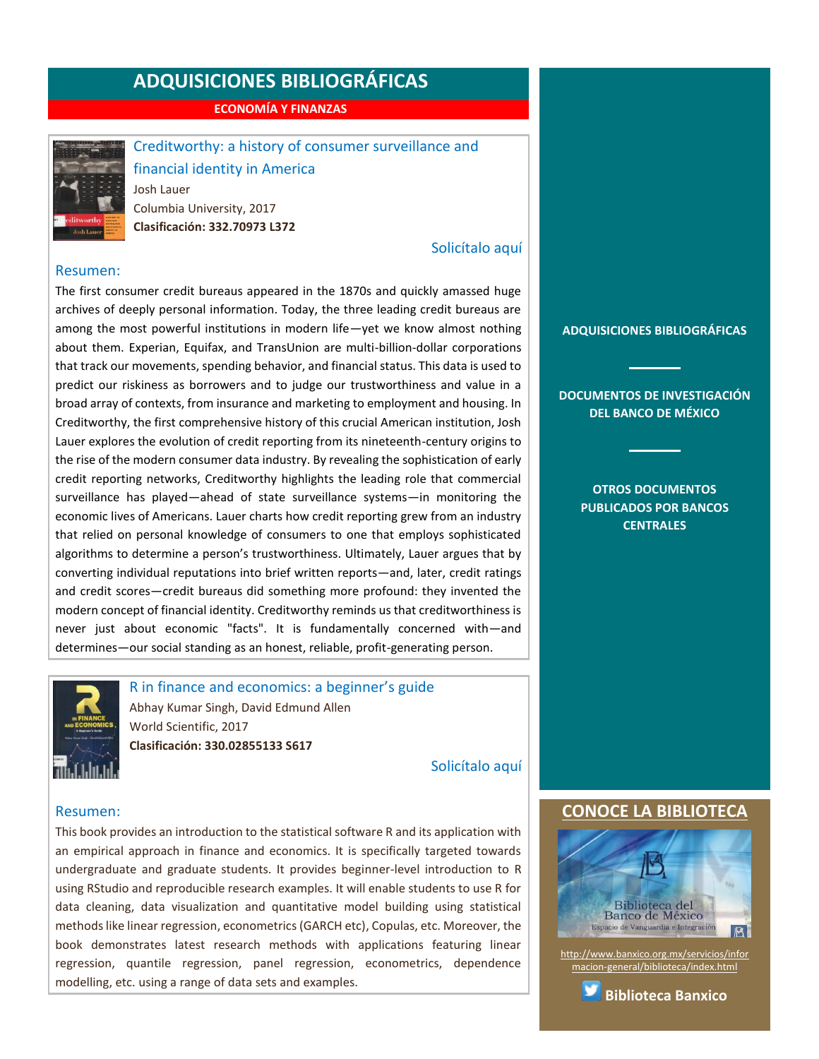# ADQUISICIONES BIBLIOGRÁFICAS

## ECONOMÍA Y FINANZAS

### Creditworthy: a history of consumer surveillance and financial identity in America

Josh Lauer
Columbia University, 2017
**Clasificación: 332.70973 L372**

Solicítalo aquí

**Resumen:**

The first consumer credit bureaus appeared in the 1870s and quickly amassed huge archives of deeply personal information. Today, the three leading credit bureaus are among the most powerful institutions in modern life—yet we know almost nothing about them. Experian, Equifax, and TransUnion are multi-billion-dollar corporations that track our movements, spending behavior, and financial status. This data is used to predict our riskiness as borrowers and to judge our trustworthiness and value in a broad array of contexts, from insurance and marketing to employment and housing. In Creditworthy, the first comprehensive history of this crucial American institution, Josh Lauer explores the evolution of credit reporting from its nineteenth-century origins to the rise of the modern consumer data industry. By revealing the sophistication of early credit reporting networks, Creditworthy highlights the leading role that commercial surveillance has played—ahead of state surveillance systems—in monitoring the economic lives of Americans. Lauer charts how credit reporting grew from an industry that relied on personal knowledge of consumers to one that employs sophisticated algorithms to determine a person's trustworthiness. Ultimately, Lauer argues that by converting individual reputations into brief written reports—and, later, credit ratings and credit scores—credit bureaus did something more profound: they invented the modern concept of financial identity. Creditworthy reminds us that creditworthiness is never just about economic "facts". It is fundamentally concerned with—and determines—our social standing as an honest, reliable, profit-generating person.

### R in finance and economics: a beginner's guide

Abhay Kumar Singh, David Edmund Allen
World Scientific, 2017
**Clasificación: 330.02855133 S617**

Solicítalo aquí

**Resumen:**

This book provides an introduction to the statistical software R and its application with an empirical approach in finance and economics. It is specifically targeted towards undergraduate and graduate students. It provides beginner-level introduction to R using RStudio and reproducible research examples. It will enable students to use R for data cleaning, data visualization and quantitative model building using statistical methods like linear regression, econometrics (GARCH etc), Copulas, etc. Moreover, the book demonstrates latest research methods with applications featuring linear regression, quantile regression, panel regression, econometrics, dependence modelling, etc. using a range of data sets and examples.

---

**ADQUISICIONES BIBLIOGRÁFICAS**

**DOCUMENTOS DE INVESTIGACIÓN DEL BANCO DE MÉXICO**

**OTROS DOCUMENTOS PUBLICADOS POR BANCOS CENTRALES**

## CONOCE LA BIBLIOTECA

Biblioteca del Banco de México
Espacio de Vanguardia e Integración

http://www.banxico.org.mx/servicios/informacion-general/biblioteca/index.html

**Biblioteca Banxico**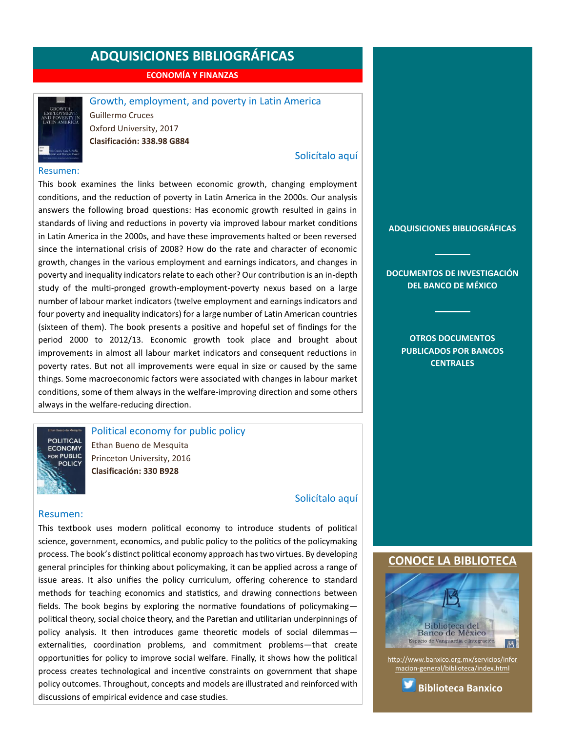# ADQUISICIONES BIBLIOGRÁFICAS

## ECONOMÍA Y FINANZAS

### Growth, employment, and poverty in Latin America

Guillermo Cruces

Oxford University, 2017

**Clasificación: 338.98 G884**

Solicítalo aquí

Resumen:

This book examines the links between economic growth, changing employment conditions, and the reduction of poverty in Latin America in the 2000s. Our analysis answers the following broad questions: Has economic growth resulted in gains in standards of living and reductions in poverty via improved labour market conditions in Latin America in the 2000s, and have these improvements halted or been reversed since the international crisis of 2008? How do the rate and character of economic growth, changes in the various employment and earnings indicators, and changes in poverty and inequality indicators relate to each other? Our contribution is an in-depth study of the multi-pronged growth-employment-poverty nexus based on a large number of labour market indicators (twelve employment and earnings indicators and four poverty and inequality indicators) for a large number of Latin American countries (sixteen of them). The book presents a positive and hopeful set of findings for the period 2000 to 2012/13. Economic growth took place and brought about improvements in almost all labour market indicators and consequent reductions in poverty rates. But not all improvements were equal in size or caused by the same things. Some macroeconomic factors were associated with changes in labour market conditions, some of them always in the welfare-improving direction and some others always in the welfare-reducing direction.

### Political economy for public policy

Ethan Bueno de Mesquita

Princeton University, 2016

**Clasificación: 330 B928**

Solicítalo aquí

Resumen:

This textbook uses modern political economy to introduce students of political science, government, economics, and public policy to the politics of the policymaking process. The book's distinct political economy approach has two virtues. By developing general principles for thinking about policymaking, it can be applied across a range of issue areas. It also unifies the policy curriculum, offering coherence to standard methods for teaching economics and statistics, and drawing connections between fields. The book begins by exploring the normative foundations of policymaking—political theory, social choice theory, and the Paretian and utilitarian underpinnings of policy analysis. It then introduces game theoretic models of social dilemmas—externalities, coordination problems, and commitment problems—that create opportunities for policy to improve social welfare. Finally, it shows how the political process creates technological and incentive constraints on government that shape policy outcomes. Throughout, concepts and models are illustrated and reinforced with discussions of empirical evidence and case studies.

**ADQUISICIONES BIBLIOGRÁFICAS**

**DOCUMENTOS DE INVESTIGACIÓN DEL BANCO DE MÉXICO**

**OTROS DOCUMENTOS PUBLICADOS POR BANCOS CENTRALES**

## CONOCE LA BIBLIOTECA

Biblioteca del Banco de México

Espacio de Vanguardia e Integración

http://www.banxico.org.mx/servicios/informacion-general/biblioteca/index.html

**Biblioteca Banxico**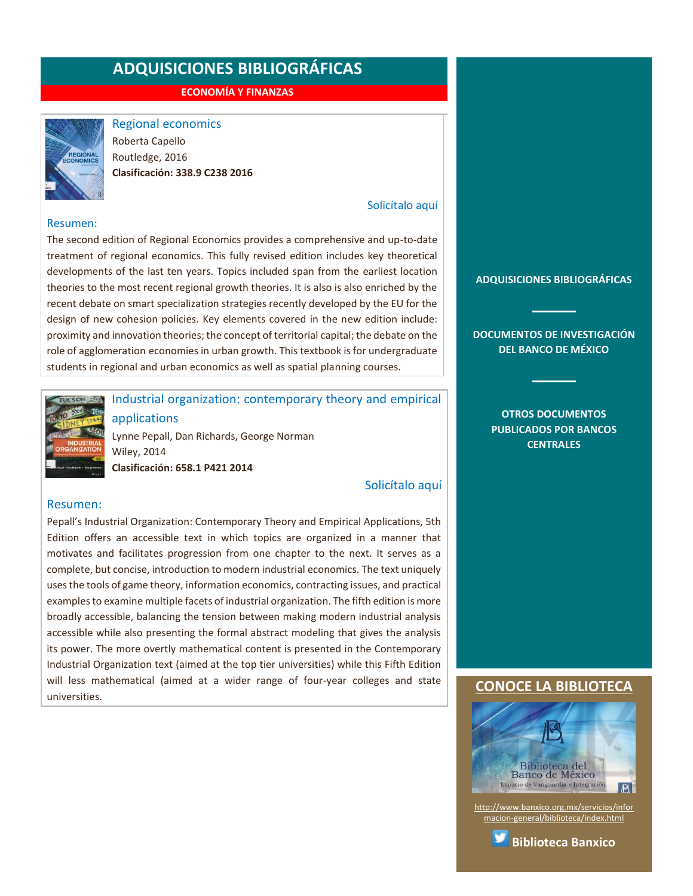# ADQUISICIONES BIBLIOGRÁFICAS

**ECONOMÍA Y FINANZAS**

## Regional economics

Roberta Capello
Routledge, 2016
**Clasificación: 338.9 C238 2016**

Solicítalo aquí

### Resumen:

The second edition of Regional Economics provides a comprehensive and up-to-date treatment of regional economics. This fully revised edition includes key theoretical developments of the last ten years. Topics included span from the earliest location theories to the most recent regional growth theories. It is also is also enriched by the recent debate on smart specialization strategies recently developed by the EU for the design of new cohesion policies. Key elements covered in the new edition include: proximity and innovation theories; the concept of territorial capital; the debate on the role of agglomeration economies in urban growth. This textbook is for undergraduate students in regional and urban economics as well as spatial planning courses.

## Industrial organization: contemporary theory and empirical applications

Lynne Pepall, Dan Richards, George Norman
Wiley, 2014
**Clasificación: 658.1 P421 2014**

Solicítalo aquí

### Resumen:

Pepall's Industrial Organization: Contemporary Theory and Empirical Applications, 5th Edition offers an accessible text in which topics are organized in a manner that motivates and facilitates progression from one chapter to the next. It serves as a complete, but concise, introduction to modern industrial economics. The text uniquely uses the tools of game theory, information economics, contracting issues, and practical examples to examine multiple facets of industrial organization. The fifth edition is more broadly accessible, balancing the tension between making modern industrial analysis accessible while also presenting the formal abstract modeling that gives the analysis its power. The more overtly mathematical content is presented in the Contemporary Industrial Organization text (aimed at the top tier universities) while this Fifth Edition will less mathematical (aimed at a wider range of four-year colleges and state universities.

**ADQUISICIONES BIBLIOGRÁFICAS**

**DOCUMENTOS DE INVESTIGACIÓN DEL BANCO DE MÉXICO**

**OTROS DOCUMENTOS PUBLICADOS POR BANCOS CENTRALES**

## CONOCE LA BIBLIOTECA

Biblioteca del Banco de México
Espacio de Vanguardia e Integración

http://www.banxico.org.mx/servicios/informacion-general/biblioteca/index.html

**Biblioteca Banxico**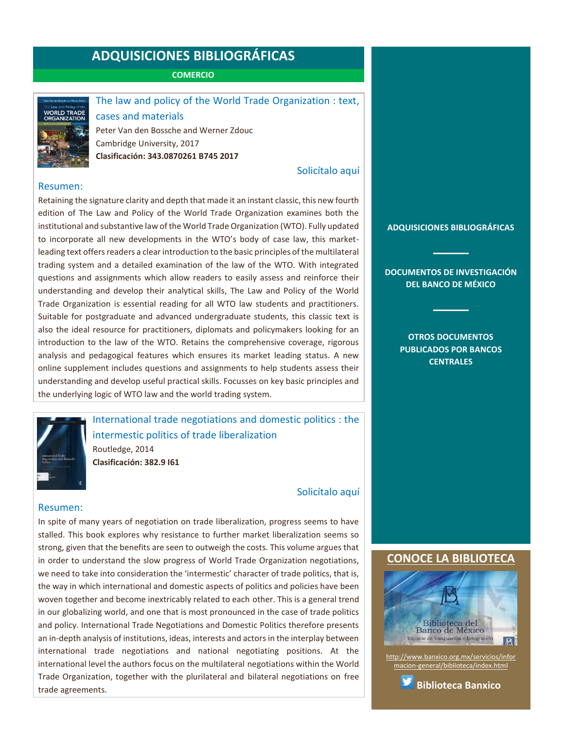# ADQUISICIONES BIBLIOGRÁFICAS

## COMERCIO

### The law and policy of the World Trade Organization : text, cases and materials

Peter Van den Bossche and Werner Zdouc
Cambridge University, 2017
**Clasificación: 343.0870261 B745 2017**

Solicítalo aquí

**Resumen:**

Retaining the signature clarity and depth that made it an instant classic, this new fourth edition of The Law and Policy of the World Trade Organization examines both the institutional and substantive law of the World Trade Organization (WTO). Fully updated to incorporate all new developments in the WTO's body of case law, this market-leading text offers readers a clear introduction to the basic principles of the multilateral trading system and a detailed examination of the law of the WTO. With integrated questions and assignments which allow readers to easily assess and reinforce their understanding and develop their analytical skills, The Law and Policy of the World Trade Organization is essential reading for all WTO law students and practitioners. Suitable for postgraduate and advanced undergraduate students, this classic text is also the ideal resource for practitioners, diplomats and policymakers looking for an introduction to the law of the WTO. Retains the comprehensive coverage, rigorous analysis and pedagogical features which ensures its market leading status. A new online supplement includes questions and assignments to help students assess their understanding and develop useful practical skills. Focusses on key basic principles and the underlying logic of WTO law and the world trading system.

### International trade negotiations and domestic politics : the intermestic politics of trade liberalization

Routledge, 2014
**Clasificación: 382.9 I61**

Solicítalo aquí

**Resumen:**

In spite of many years of negotiation on trade liberalization, progress seems to have stalled. This book explores why resistance to further market liberalization seems so strong, given that the benefits are seen to outweigh the costs. This volume argues that in order to understand the slow progress of World Trade Organization negotiations, we need to take into consideration the 'intermestic' character of trade politics, that is, the way in which international and domestic aspects of politics and policies have been woven together and become inextricably related to each other. This is a general trend in our globalizing world, and one that is most pronounced in the case of trade politics and policy. International Trade Negotiations and Domestic Politics therefore presents an in-depth analysis of institutions, ideas, interests and actors in the interplay between international trade negotiations and national negotiating positions. At the international level the authors focus on the multilateral negotiations within the World Trade Organization, together with the plurilateral and bilateral negotiations on free trade agreements.

---

**ADQUISICIONES BIBLIOGRÁFICAS**

**DOCUMENTOS DE INVESTIGACIÓN DEL BANCO DE MÉXICO**

**OTROS DOCUMENTOS PUBLICADOS POR BANCOS CENTRALES**

## CONOCE LA BIBLIOTECA

Biblioteca del Banco de México
Espacio de Vanguardia e Integración

http://www.banxico.org.mx/servicios/informacion-general/biblioteca/index.html

**Biblioteca Banxico**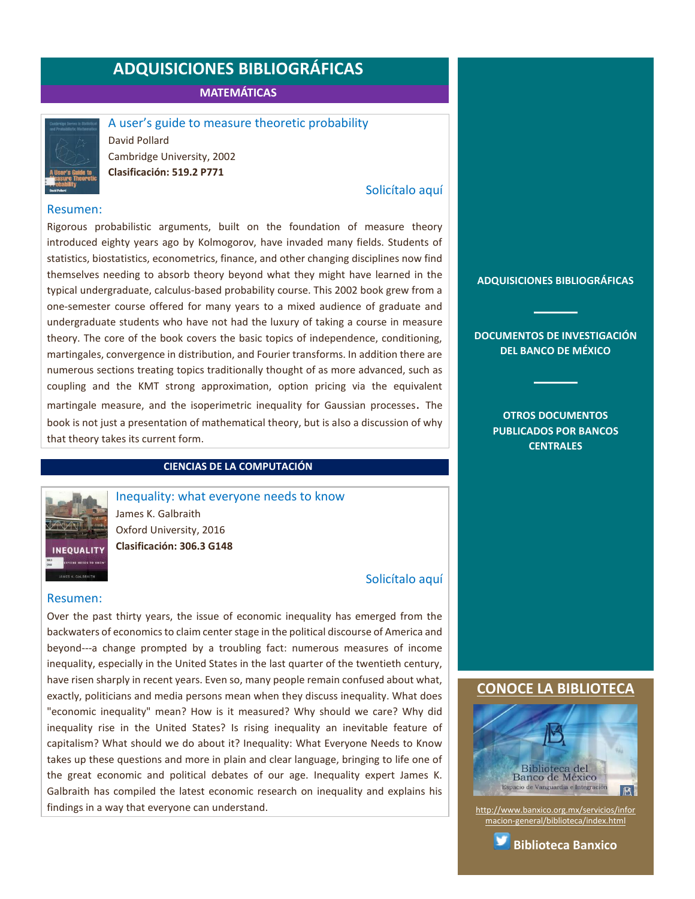# ADQUISICIONES BIBLIOGRÁFICAS

## MATEMÁTICAS

### A user's guide to measure theoretic probability

David Pollard

Cambridge University, 2002

**Clasificación: 519.2 P771**

Solicítalo aquí

**Resumen:**

Rigorous probabilistic arguments, built on the foundation of measure theory introduced eighty years ago by Kolmogorov, have invaded many fields. Students of statistics, biostatistics, econometrics, finance, and other changing disciplines now find themselves needing to absorb theory beyond what they might have learned in the typical undergraduate, calculus-based probability course. This 2002 book grew from a one-semester course offered for many years to a mixed audience of graduate and undergraduate students who have not had the luxury of taking a course in measure theory. The core of the book covers the basic topics of independence, conditioning, martingales, convergence in distribution, and Fourier transforms. In addition there are numerous sections treating topics traditionally thought of as more advanced, such as coupling and the KMT strong approximation, option pricing via the equivalent martingale measure, and the isoperimetric inequality for Gaussian processes. The book is not just a presentation of mathematical theory, but is also a discussion of why that theory takes its current form.

## CIENCIAS DE LA COMPUTACIÓN

### Inequality: what everyone needs to know

James K. Galbraith

Oxford University, 2016

**Clasificación: 306.3 G148**

Solicítalo aquí

**Resumen:**

Over the past thirty years, the issue of economic inequality has emerged from the backwaters of economics to claim center stage in the political discourse of America and beyond---a change prompted by a troubling fact: numerous measures of income inequality, especially in the United States in the last quarter of the twentieth century, have risen sharply in recent years. Even so, many people remain confused about what, exactly, politicians and media persons mean when they discuss inequality. What does "economic inequality" mean? How is it measured? Why should we care? Why did inequality rise in the United States? Is rising inequality an inevitable feature of capitalism? What should we do about it? Inequality: What Everyone Needs to Know takes up these questions and more in plain and clear language, bringing to life one of the great economic and political debates of our age. Inequality expert James K. Galbraith has compiled the latest economic research on inequality and explains his findings in a way that everyone can understand.

**ADQUISICIONES BIBLIOGRÁFICAS**

**DOCUMENTOS DE INVESTIGACIÓN DEL BANCO DE MÉXICO**

**OTROS DOCUMENTOS PUBLICADOS POR BANCOS CENTRALES**

## CONOCE LA BIBLIOTECA

Biblioteca del Banco de México
Espacio de Vanguardia e Integración

http://www.banxico.org.mx/servicios/informacion-general/biblioteca/index.html

**Biblioteca Banxico**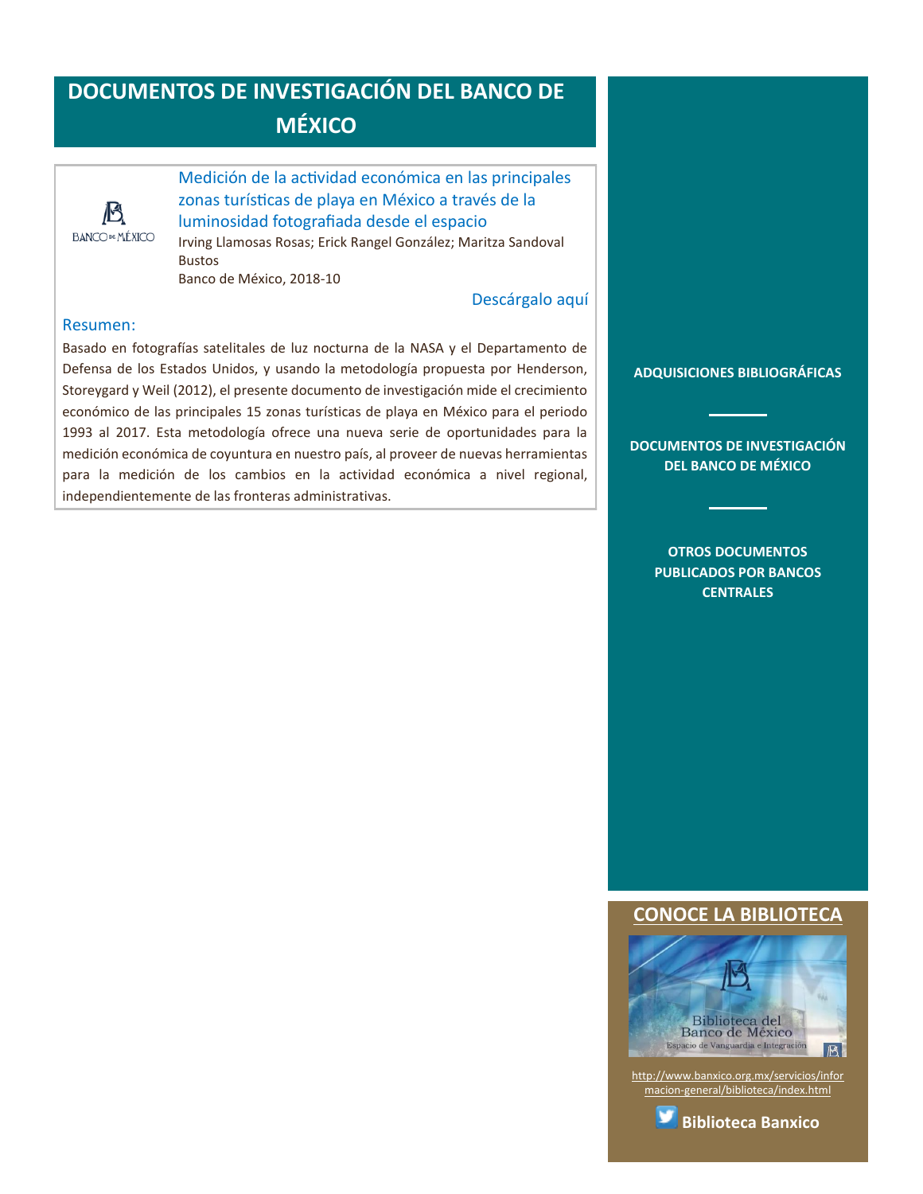# DOCUMENTOS DE INVESTIGACIÓN DEL BANCO DE MÉXICO

BANCO DE MÉXICO

### Medición de la actividad económica en las principales zonas turísticas de playa en México a través de la luminosidad fotografiada desde el espacio

Irving Llamosas Rosas; Erick Rangel González; Maritza Sandoval Bustos
Banco de México, 2018-10

Descárgalo aquí

**Resumen:**

Basado en fotografías satelitales de luz nocturna de la NASA y el Departamento de Defensa de los Estados Unidos, y usando la metodología propuesta por Henderson, Storeygard y Weil (2012), el presente documento de investigación mide el crecimiento económico de las principales 15 zonas turísticas de playa en México para el periodo 1993 al 2017. Esta metodología ofrece una nueva serie de oportunidades para la medición económica de coyuntura en nuestro país, al proveer de nuevas herramientas para la medición de los cambios en la actividad económica a nivel regional, independientemente de las fronteras administrativas.

**ADQUISICIONES BIBLIOGRÁFICAS**

**DOCUMENTOS DE INVESTIGACIÓN DEL BANCO DE MÉXICO**

**OTROS DOCUMENTOS PUBLICADOS POR BANCOS CENTRALES**

## CONOCE LA BIBLIOTECA

Biblioteca del Banco de México
Espacio de Vanguardia e Integración

http://www.banxico.org.mx/servicios/informacion-general/biblioteca/index.html

**Biblioteca Banxico**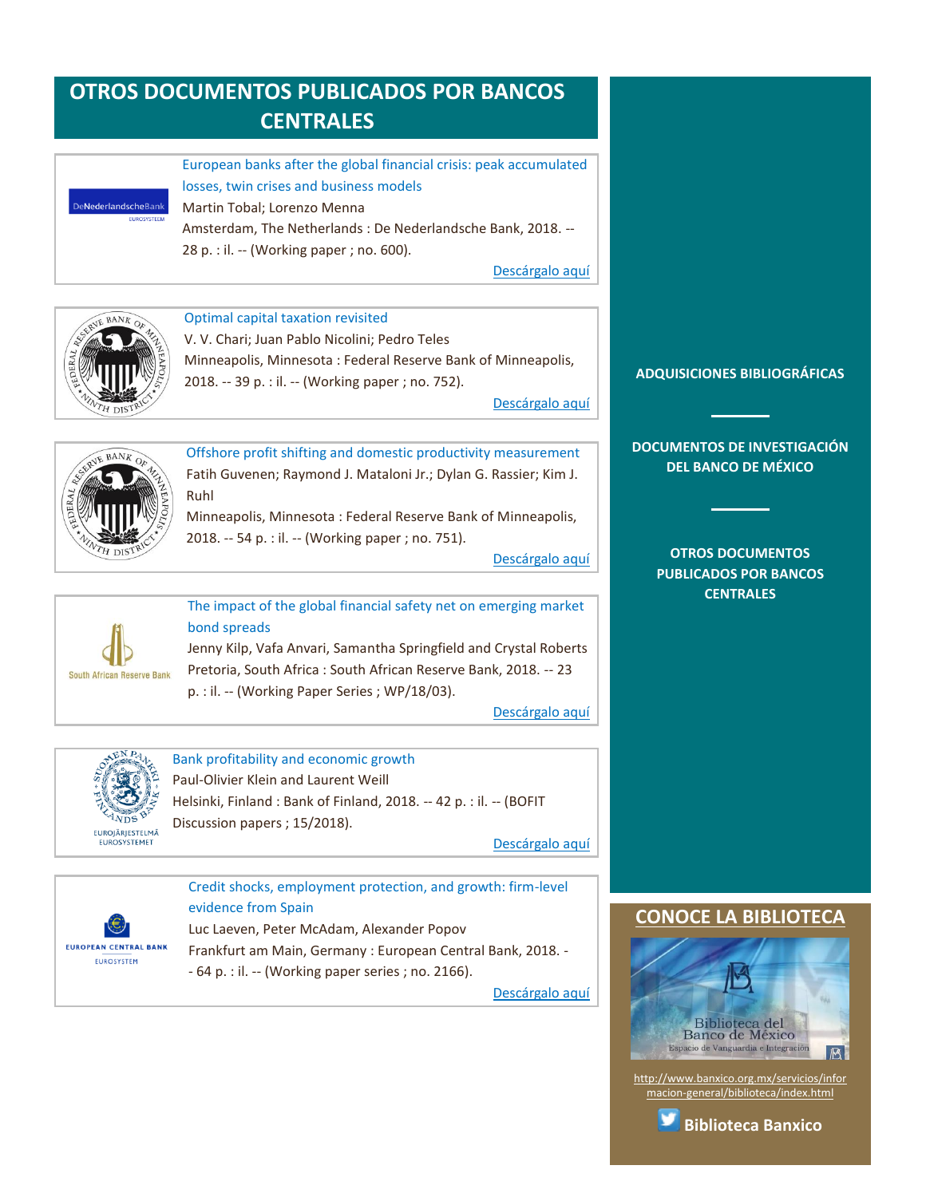# OTROS DOCUMENTOS PUBLICADOS POR BANCOS CENTRALES

European banks after the global financial crisis: peak accumulated losses, twin crises and business models
Martin Tobal; Lorenzo Menna
Amsterdam, The Netherlands : De Nederlandsche Bank, 2018. -- 28 p. : il. -- (Working paper ; no. 600).

Descárgalo aquí

---

Optimal capital taxation revisited
V. V. Chari; Juan Pablo Nicolini; Pedro Teles
Minneapolis, Minnesota : Federal Reserve Bank of Minneapolis, 2018. -- 39 p. : il. -- (Working paper ; no. 752).

Descárgalo aquí

---

Offshore profit shifting and domestic productivity measurement
Fatih Guvenen; Raymond J. Mataloni Jr.; Dylan G. Rassier; Kim J. Ruhl
Minneapolis, Minnesota : Federal Reserve Bank of Minneapolis, 2018. -- 54 p. : il. -- (Working paper ; no. 751).

Descárgalo aquí

---

The impact of the global financial safety net on emerging market bond spreads
Jenny Kilp, Vafa Anvari, Samantha Springfield and Crystal Roberts
Pretoria, South Africa : South African Reserve Bank, 2018. -- 23 p. : il. -- (Working Paper Series ; WP/18/03).

Descárgalo aquí

---

Bank profitability and economic growth
Paul-Olivier Klein and Laurent Weill
Helsinki, Finland : Bank of Finland, 2018. -- 42 p. : il. -- (BOFIT Discussion papers ; 15/2018).

Descárgalo aquí

---

Credit shocks, employment protection, and growth: firm-level evidence from Spain
Luc Laeven, Peter McAdam, Alexander Popov
Frankfurt am Main, Germany : European Central Bank, 2018. -- 64 p. : il. -- (Working paper series ; no. 2166).

Descárgalo aquí

---

**ADQUISICIONES BIBLIOGRÁFICAS**

**DOCUMENTOS DE INVESTIGACIÓN DEL BANCO DE MÉXICO**

**OTROS DOCUMENTOS PUBLICADOS POR BANCOS CENTRALES**

## CONOCE LA BIBLIOTECA

http://www.banxico.org.mx/servicios/informacion-general/biblioteca/index.html

**Biblioteca Banxico**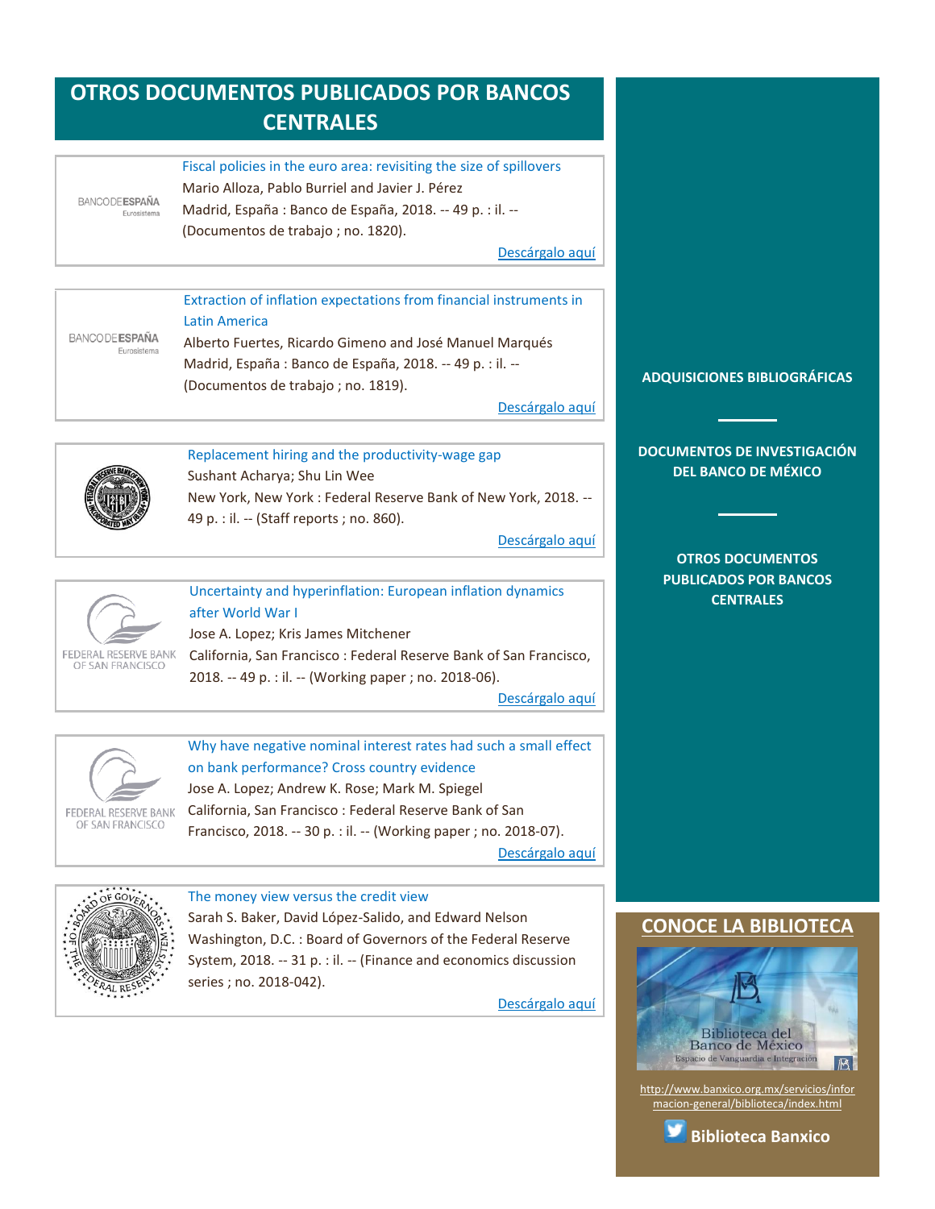# OTROS DOCUMENTOS PUBLICADOS POR BANCOS CENTRALES

BANCO DE ESPAÑA Eurosistema

Fiscal policies in the euro area: revisiting the size of spillovers
Mario Alloza, Pablo Burriel and Javier J. Pérez
Madrid, España : Banco de España, 2018. -- 49 p. : il. -- (Documentos de trabajo ; no. 1820).

Descárgalo aquí

BANCO DE ESPAÑA Eurosistema

Extraction of inflation expectations from financial instruments in Latin America
Alberto Fuertes, Ricardo Gimeno and José Manuel Marqués
Madrid, España : Banco de España, 2018. -- 49 p. : il. -- (Documentos de trabajo ; no. 1819).

Descárgalo aquí

Replacement hiring and the productivity-wage gap
Sushant Acharya; Shu Lin Wee
New York, New York : Federal Reserve Bank of New York, 2018. -- 49 p. : il. -- (Staff reports ; no. 860).

Descárgalo aquí

FEDERAL RESERVE BANK OF SAN FRANCISCO

Uncertainty and hyperinflation: European inflation dynamics after World War I
Jose A. Lopez; Kris James Mitchener
California, San Francisco : Federal Reserve Bank of San Francisco, 2018. -- 49 p. : il. -- (Working paper ; no. 2018-06).

Descárgalo aquí

FEDERAL RESERVE BANK OF SAN FRANCISCO

Why have negative nominal interest rates had such a small effect on bank performance? Cross country evidence
Jose A. Lopez; Andrew K. Rose; Mark M. Spiegel
California, San Francisco : Federal Reserve Bank of San Francisco, 2018. -- 30 p. : il. -- (Working paper ; no. 2018-07).

Descárgalo aquí

The money view versus the credit view
Sarah S. Baker, David López-Salido, and Edward Nelson
Washington, D.C. : Board of Governors of the Federal Reserve System, 2018. -- 31 p. : il. -- (Finance and economics discussion series ; no. 2018-042).

Descárgalo aquí

**ADQUISICIONES BIBLIOGRÁFICAS**

**DOCUMENTOS DE INVESTIGACIÓN DEL BANCO DE MÉXICO**

**OTROS DOCUMENTOS PUBLICADOS POR BANCOS CENTRALES**

## CONOCE LA BIBLIOTECA

Biblioteca del Banco de México
Espacio de Vanguardia e Integración

http://www.banxico.org.mx/servicios/informacion-general/biblioteca/index.html

**Biblioteca Banxico**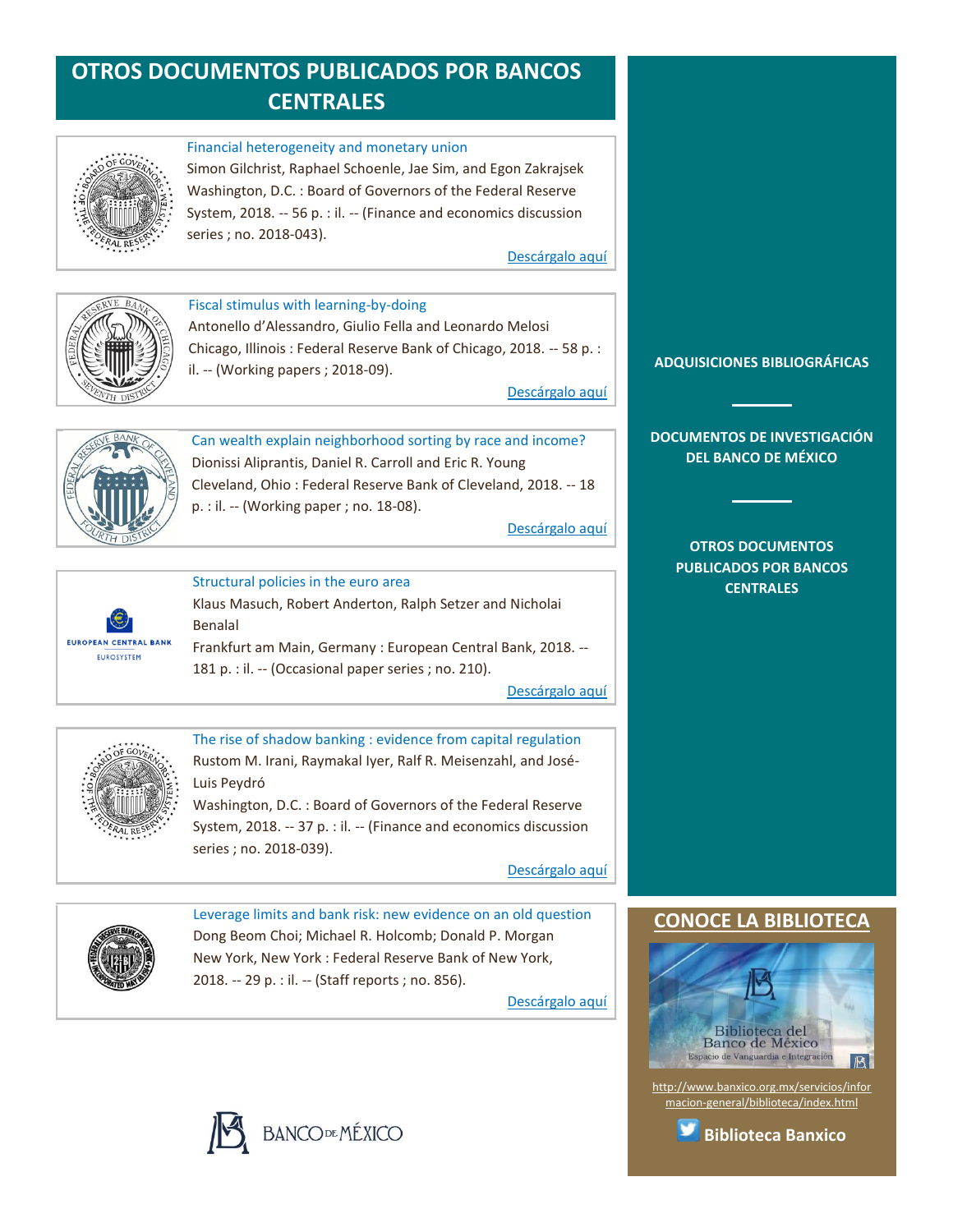# OTROS DOCUMENTOS PUBLICADOS POR BANCOS CENTRALES

Financial heterogeneity and monetary union
Simon Gilchrist, Raphael Schoenle, Jae Sim, and Egon Zakrajsek
Washington, D.C. : Board of Governors of the Federal Reserve System, 2018. -- 56 p. : il. -- (Finance and economics discussion series ; no. 2018-043).

Descárgalo aquí

Fiscal stimulus with learning-by-doing
Antonello d'Alessandro, Giulio Fella and Leonardo Melosi
Chicago, Illinois : Federal Reserve Bank of Chicago, 2018. -- 58 p. : il. -- (Working papers ; 2018-09).

Descárgalo aquí

Can wealth explain neighborhood sorting by race and income?
Dionissi Aliprantis, Daniel R. Carroll and Eric R. Young
Cleveland, Ohio : Federal Reserve Bank of Cleveland, 2018. -- 18 p. : il. -- (Working paper ; no. 18-08).

Descárgalo aquí

Structural policies in the euro area
Klaus Masuch, Robert Anderton, Ralph Setzer and Nicholai Benalal
Frankfurt am Main, Germany : European Central Bank, 2018. -- 181 p. : il. -- (Occasional paper series ; no. 210).

Descárgalo aquí

The rise of shadow banking : evidence from capital regulation
Rustom M. Irani, Raymakal Iyer, Ralf R. Meisenzahl, and José-Luis Peydró
Washington, D.C. : Board of Governors of the Federal Reserve System, 2018. -- 37 p. : il. -- (Finance and economics discussion series ; no. 2018-039).

Descárgalo aquí

Leverage limits and bank risk: new evidence on an old question
Dong Beom Choi; Michael R. Holcomb; Donald P. Morgan
New York, New York : Federal Reserve Bank of New York, 2018. -- 29 p. : il. -- (Staff reports ; no. 856).

Descárgalo aquí

BANCO DE MÉXICO

**ADQUISICIONES BIBLIOGRÁFICAS**

**DOCUMENTOS DE INVESTIGACIÓN DEL BANCO DE MÉXICO**

**OTROS DOCUMENTOS PUBLICADOS POR BANCOS CENTRALES**

## CONOCE LA BIBLIOTECA

Biblioteca del Banco de México
Espacio de Vanguardia e Integración

http://www.banxico.org.mx/servicios/informacion-general/biblioteca/index.html

**Biblioteca Banxico**